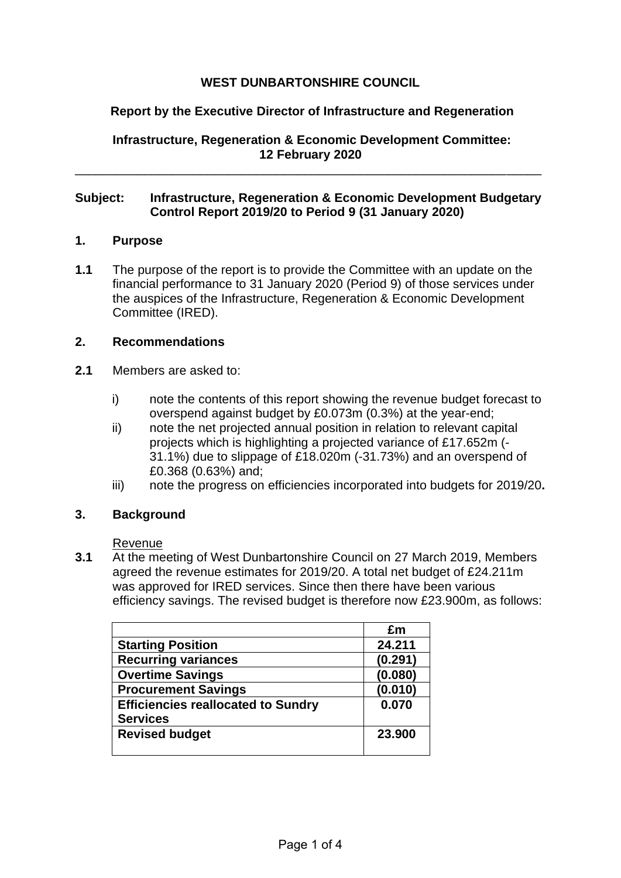**WEST DUNBARTONSHIRE COUNCIL**

**Report by the Executive Director of Infrastructure and Regeneration**

**Infrastructure, Regeneration & Economic Development Committee: 12 February 2020**

---

**Subject: Infrastructure, Regeneration & Economic Development Budgetary Control Report 2019/20 to Period 9 (31 January 2020)**

## 1. Purpose

**1.1** The purpose of the report is to provide the Committee with an update on the financial performance to 31 January 2020 (Period 9) of those services under the auspices of the Infrastructure, Regeneration & Economic Development Committee (IRED).

## 2. Recommendations

**2.1** Members are asked to:

i) note the contents of this report showing the revenue budget forecast to overspend against budget by £0.073m (0.3%) at the year-end;

ii) note the net projected annual position in relation to relevant capital projects which is highlighting a projected variance of £17.652m (-31.1%) due to slippage of £18.020m (-31.73%) and an overspend of £0.368 (0.63%) and;

iii) note the progress on efficiencies incorporated into budgets for 2019/20**.**

## 3. Background

Revenue

**3.1** At the meeting of West Dunbartonshire Council on 27 March 2019, Members agreed the revenue estimates for 2019/20. A total net budget of £24.211m was approved for IRED services. Since then there have been various efficiency savings. The revised budget is therefore now £23.900m, as follows:

| | £m |
|---|---|
| **Starting Position** | **24.211** |
| **Recurring variances** | **(0.291)** |
| **Overtime Savings** | **(0.080)** |
| **Procurement Savings** | **(0.010)** |
| **Efficiencies reallocated to Sundry Services** | **0.070** |
| **Revised budget** | **23.900** |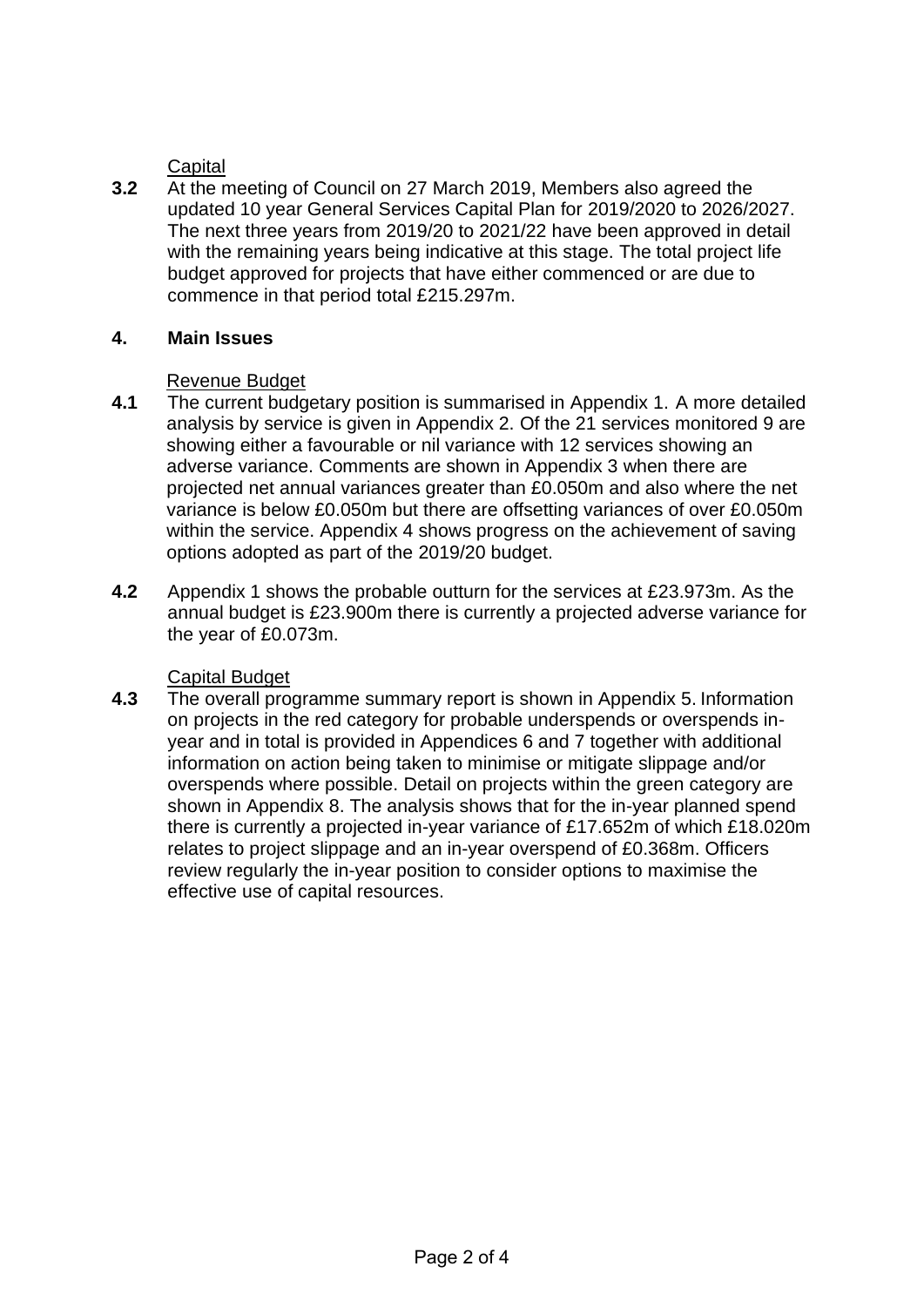Capital

**3.2** At the meeting of Council on 27 March 2019, Members also agreed the updated 10 year General Services Capital Plan for 2019/2020 to 2026/2027. The next three years from 2019/20 to 2021/22 have been approved in detail with the remaining years being indicative at this stage. The total project life budget approved for projects that have either commenced or are due to commence in that period total £215.297m.

## 4. Main Issues

Revenue Budget

**4.1** The current budgetary position is summarised in Appendix 1. A more detailed analysis by service is given in Appendix 2. Of the 21 services monitored 9 are showing either a favourable or nil variance with 12 services showing an adverse variance. Comments are shown in Appendix 3 when there are projected net annual variances greater than £0.050m and also where the net variance is below £0.050m but there are offsetting variances of over £0.050m within the service. Appendix 4 shows progress on the achievement of saving options adopted as part of the 2019/20 budget.

**4.2** Appendix 1 shows the probable outturn for the services at £23.973m. As the annual budget is £23.900m there is currently a projected adverse variance for the year of £0.073m.

Capital Budget

**4.3** The overall programme summary report is shown in Appendix 5. Information on projects in the red category for probable underspends or overspends in-year and in total is provided in Appendices 6 and 7 together with additional information on action being taken to minimise or mitigate slippage and/or overspends where possible. Detail on projects within the green category are shown in Appendix 8. The analysis shows that for the in-year planned spend there is currently a projected in-year variance of £17.652m of which £18.020m relates to project slippage and an in-year overspend of £0.368m. Officers review regularly the in-year position to consider options to maximise the effective use of capital resources.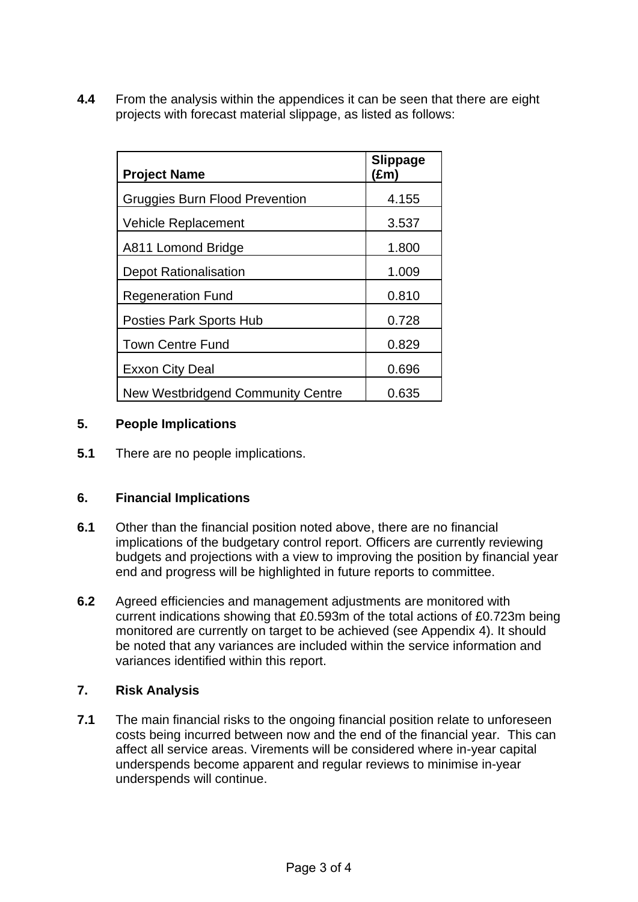**4.4** From the analysis within the appendices it can be seen that there are eight projects with forecast material slippage, as listed as follows:

| Project Name | Slippage (£m) |
|---|---|
| Gruggies Burn Flood Prevention | 4.155 |
| Vehicle Replacement | 3.537 |
| A811 Lomond Bridge | 1.800 |
| Depot Rationalisation | 1.009 |
| Regeneration Fund | 0.810 |
| Posties Park Sports Hub | 0.728 |
| Town Centre Fund | 0.829 |
| Exxon City Deal | 0.696 |
| New Westbridgend Community Centre | 0.635 |

## 5. People Implications

**5.1** There are no people implications.

## 6. Financial Implications

**6.1** Other than the financial position noted above, there are no financial implications of the budgetary control report. Officers are currently reviewing budgets and projections with a view to improving the position by financial year end and progress will be highlighted in future reports to committee.

**6.2** Agreed efficiencies and management adjustments are monitored with current indications showing that £0.593m of the total actions of £0.723m being monitored are currently on target to be achieved (see Appendix 4). It should be noted that any variances are included within the service information and variances identified within this report.

## 7. Risk Analysis

**7.1** The main financial risks to the ongoing financial position relate to unforeseen costs being incurred between now and the end of the financial year. This can affect all service areas. Virements will be considered where in-year capital underspends become apparent and regular reviews to minimise in-year underspends will continue.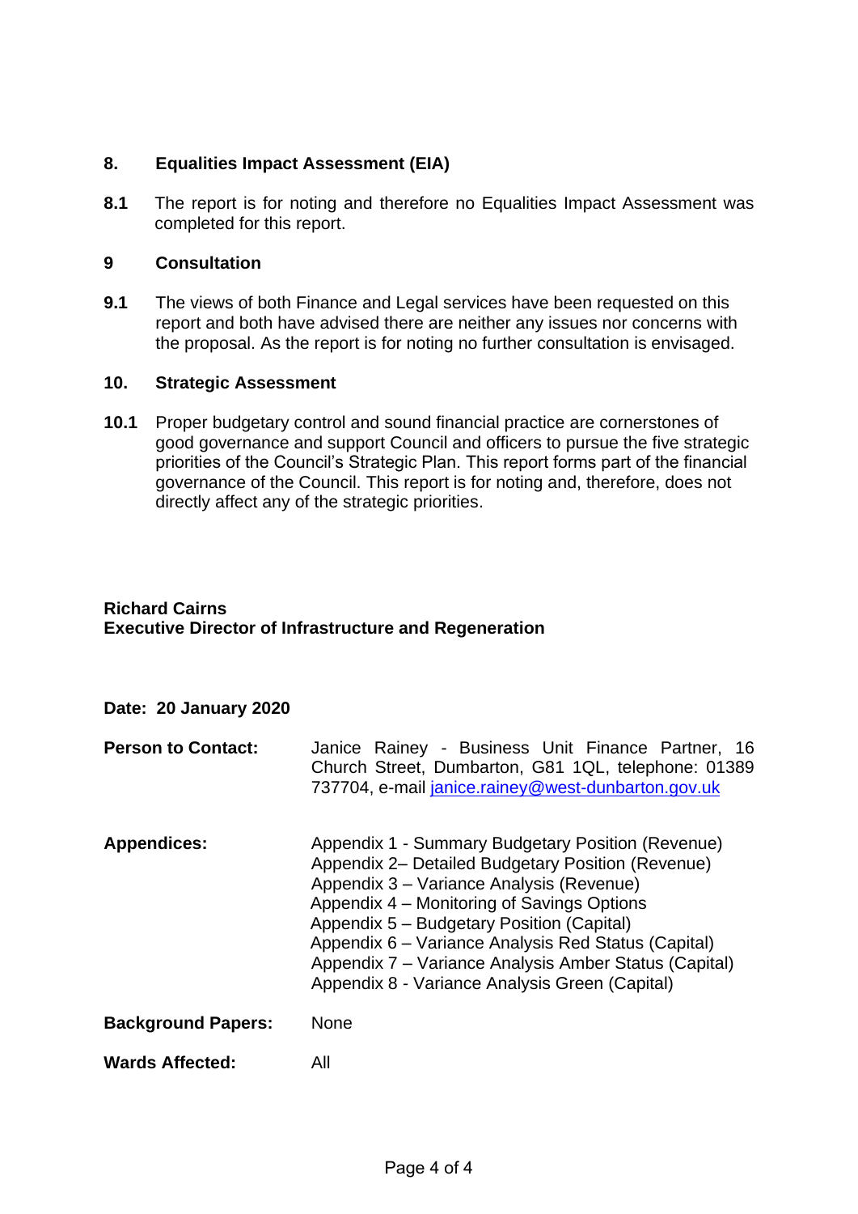## 8. Equalities Impact Assessment (EIA)

**8.1** The report is for noting and therefore no Equalities Impact Assessment was completed for this report.

## 9 Consultation

**9.1** The views of both Finance and Legal services have been requested on this report and both have advised there are neither any issues nor concerns with the proposal. As the report is for noting no further consultation is envisaged.

## 10. Strategic Assessment

**10.1** Proper budgetary control and sound financial practice are cornerstones of good governance and support Council and officers to pursue the five strategic priorities of the Council's Strategic Plan. This report forms part of the financial governance of the Council. This report is for noting and, therefore, does not directly affect any of the strategic priorities.

**Richard Cairns**
**Executive Director of Infrastructure and Regeneration**

**Date: 20 January 2020**

**Person to Contact:** Janice Rainey - Business Unit Finance Partner, 16 Church Street, Dumbarton, G81 1QL, telephone: 01389 737704, e-mail janice.rainey@west-dunbarton.gov.uk

**Appendices:**
Appendix 1 - Summary Budgetary Position (Revenue)
Appendix 2– Detailed Budgetary Position (Revenue)
Appendix 3 – Variance Analysis (Revenue)
Appendix 4 – Monitoring of Savings Options
Appendix 5 – Budgetary Position (Capital)
Appendix 6 – Variance Analysis Red Status (Capital)
Appendix 7 – Variance Analysis Amber Status (Capital)
Appendix 8 - Variance Analysis Green (Capital)

**Background Papers:** None

**Wards Affected:** All